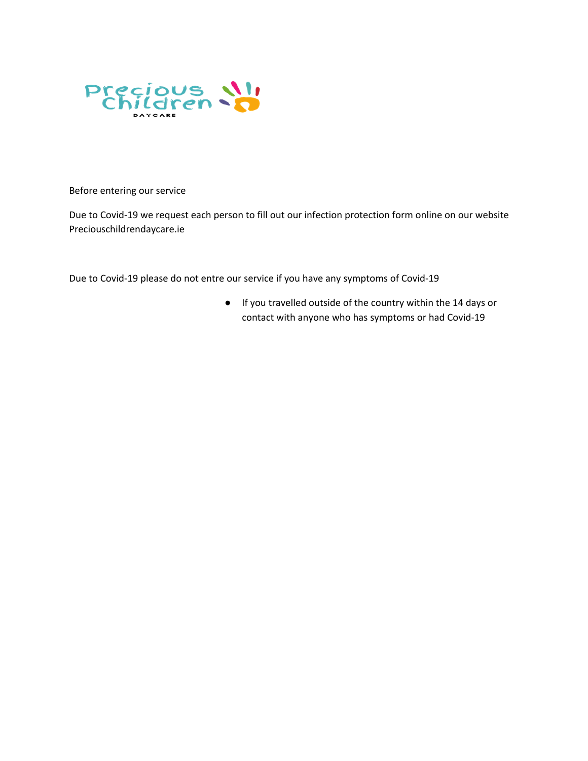Precious Children DAYCARE

Before entering our service

Due to Covid-19 we request each person to fill out our infection protection form online on our website Preciouschildrendaycare.ie

Due to Covid-19 please do not entre our service if you have any symptoms of Covid-19

- If you travelled outside of the country within the 14 days or contact with anyone who has symptoms or had Covid-19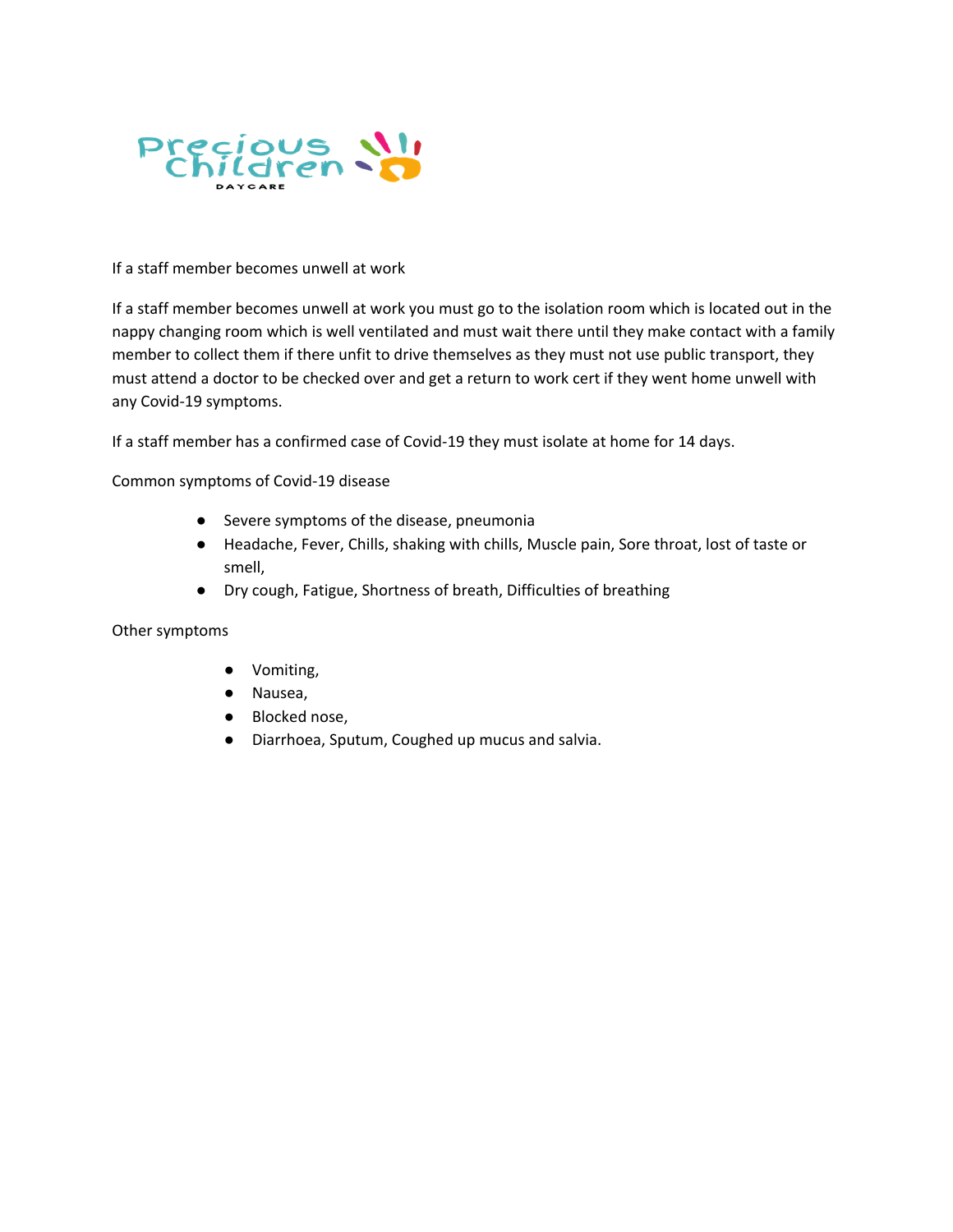If a staff member becomes unwell at work

If a staff member becomes unwell at work you must go to the isolation room which is located out in the nappy changing room which is well ventilated and must wait there until they make contact with a family member to collect them if there unfit to drive themselves as they must not use public transport, they must attend a doctor to be checked over and get a return to work cert if they went home unwell with any Covid-19 symptoms.

If a staff member has a confirmed case of Covid-19 they must isolate at home for 14 days.

Common symptoms of Covid-19 disease

- Severe symptoms of the disease, pneumonia
- Headache, Fever, Chills, shaking with chills, Muscle pain, Sore throat, lost of taste or smell,
- Dry cough, Fatigue, Shortness of breath, Difficulties of breathing

Other symptoms

- Vomiting,
- Nausea,
- Blocked nose,
- Diarrhoea, Sputum, Coughed up mucus and salvia.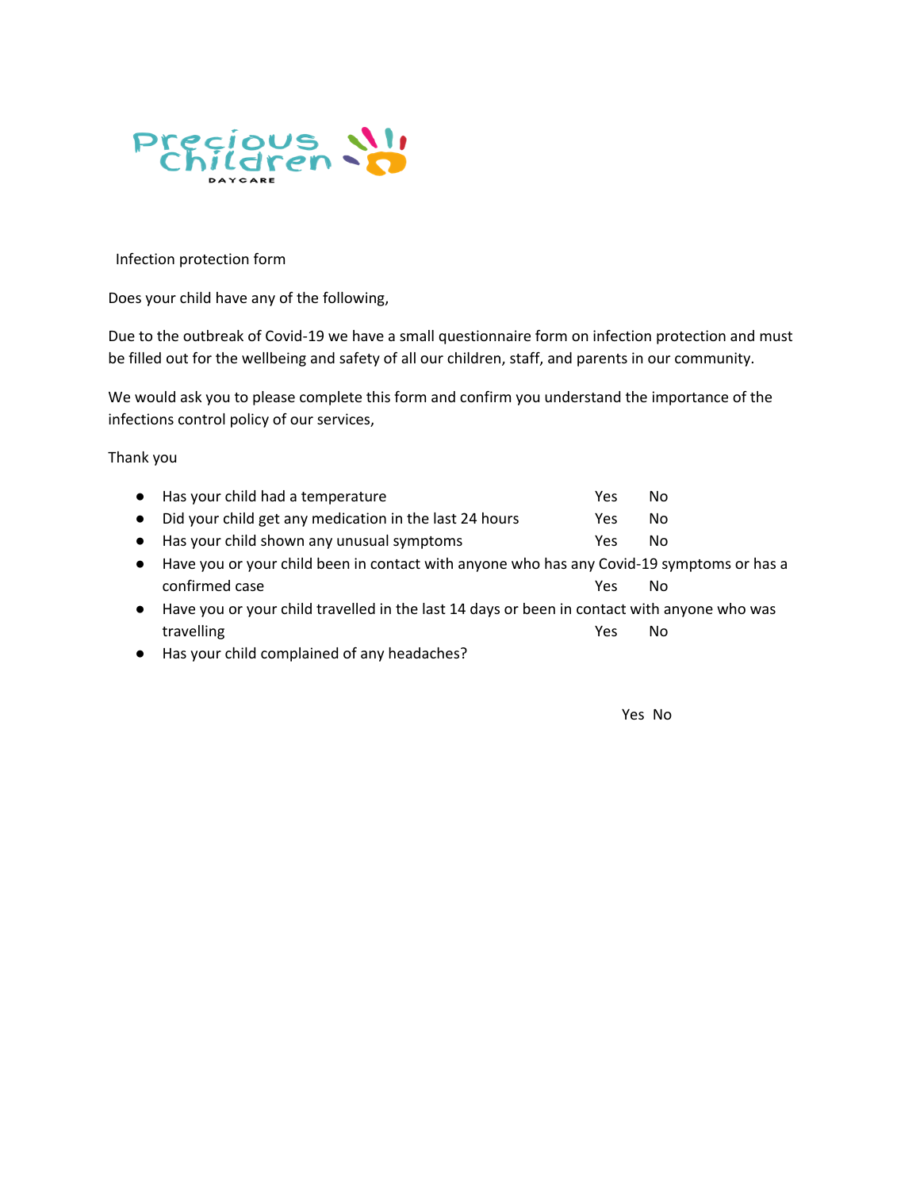Precious Children

DAYCARE

Infection protection form

Does your child have any of the following,

Due to the outbreak of Covid-19 we have a small questionnaire form on infection protection and must be filled out for the wellbeing and safety of all our children, staff, and parents in our community.

We would ask you to please complete this form and confirm you understand the importance of the infections control policy of our services,

Thank you

- Has your child had a temperature Yes No
- Did your child get any medication in the last 24 hours Yes No
- Has your child shown any unusual symptoms Yes No
- Have you or your child been in contact with anyone who has any Covid-19 symptoms or has a confirmed case Yes No
- Have you or your child travelled in the last 14 days or been in contact with anyone who was travelling Yes No
- Has your child complained of any headaches?

Yes No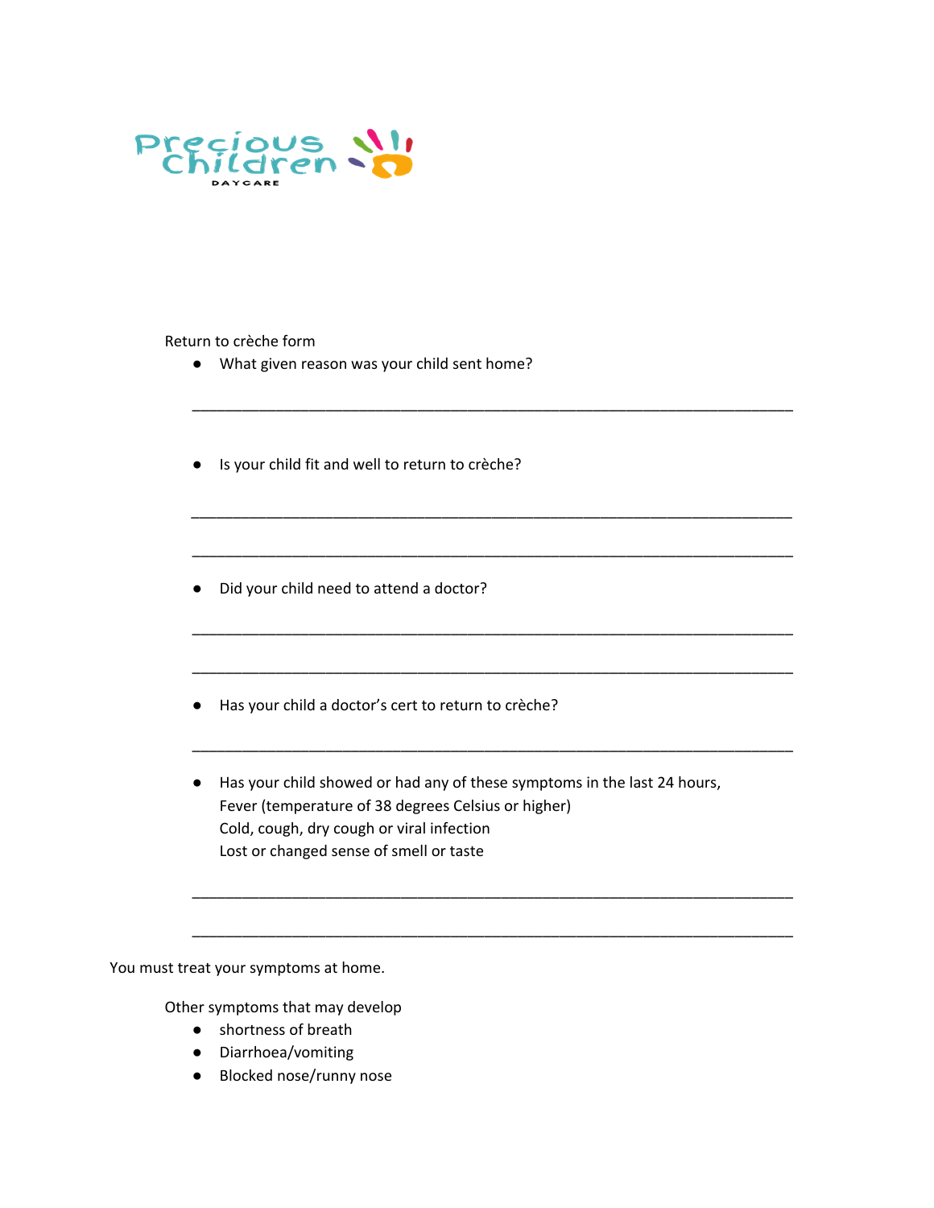Precious Children

DAYCARE

Return to crèche form

- What given reason was your child sent home?

______________________________________________________________________

- Is your child fit and well to return to crèche?

______________________________________________________________________

______________________________________________________________________

- Did your child need to attend a doctor?

______________________________________________________________________

______________________________________________________________________

- Has your child a doctor's cert to return to crèche?

______________________________________________________________________

- Has your child showed or had any of these symptoms in the last 24 hours,
  Fever (temperature of 38 degrees Celsius or higher)
  Cold, cough, dry cough or viral infection
  Lost or changed sense of smell or taste

______________________________________________________________________

______________________________________________________________________

You must treat your symptoms at home.

Other symptoms that may develop

- shortness of breath
- Diarrhoea/vomiting
- Blocked nose/runny nose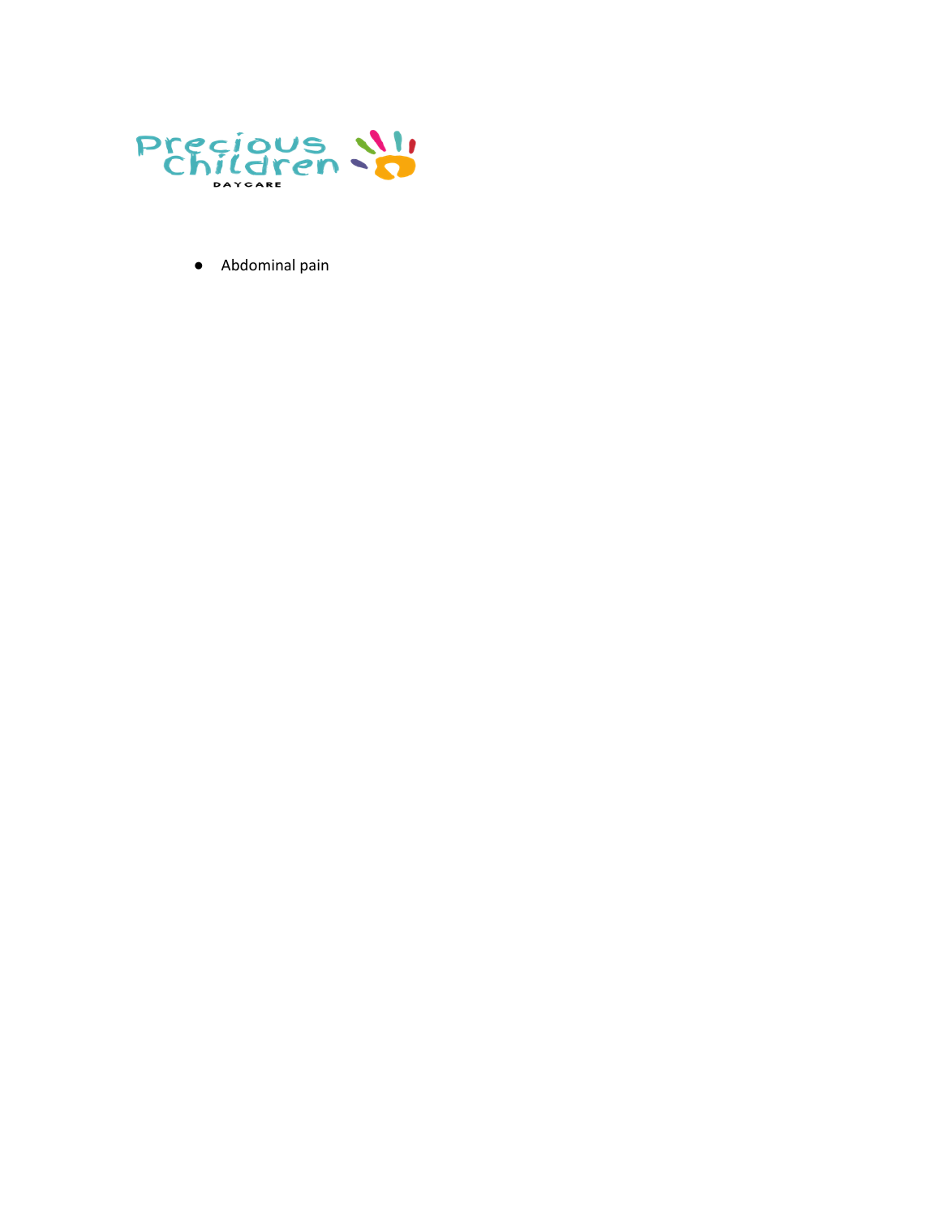- Abdominal pain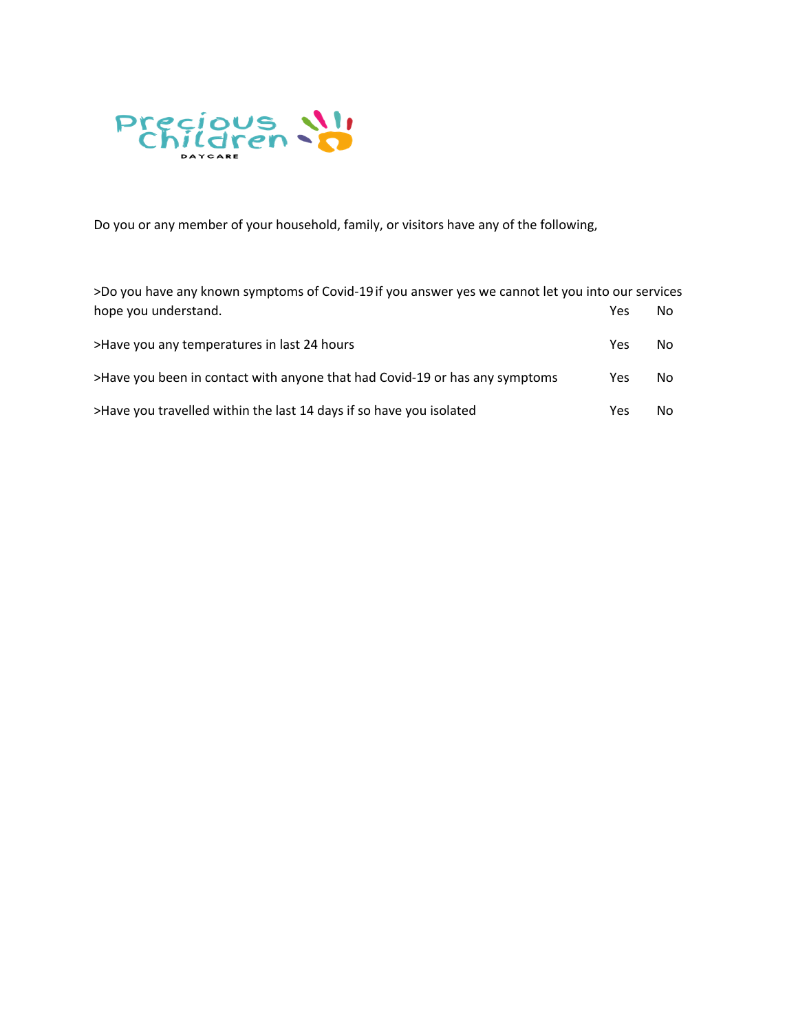Precious Children DAYCARE

Do you or any member of your household, family, or visitors have any of the following,

| | | |
|---|---|---|
| >Do you have any known symptoms of Covid-19 if you answer yes we cannot let you into our services hope you understand. | Yes | No |
| >Have you any temperatures in last 24 hours | Yes | No |
| >Have you been in contact with anyone that had Covid-19 or has any symptoms | Yes | No |
| >Have you travelled within the last 14 days if so have you isolated | Yes | No |